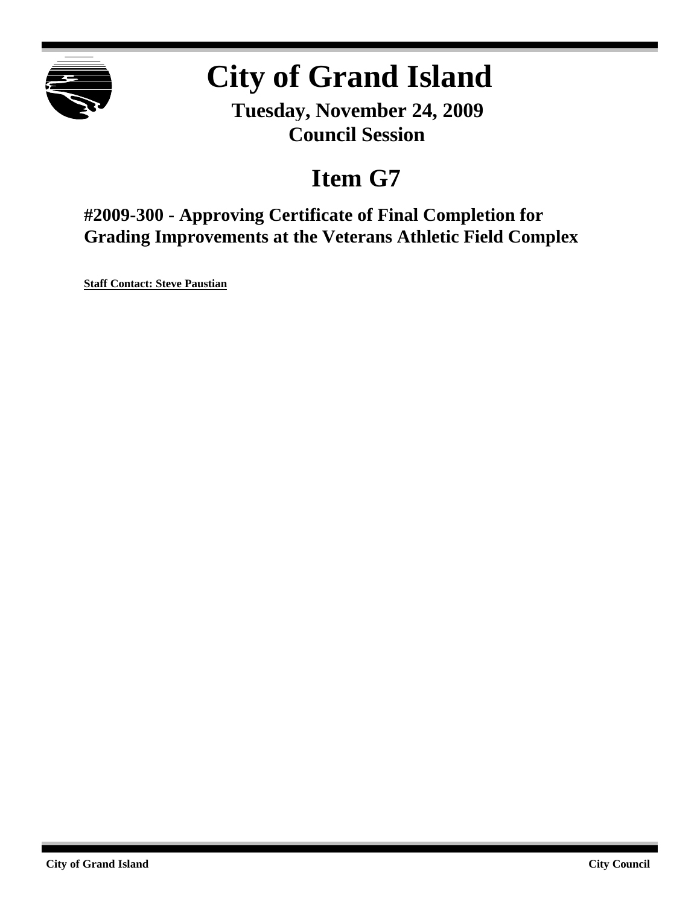# City of Grand Island

**Tuesday, November 24, 2009**
**Council Session**

## Item G7

### #2009-300 - Approving Certificate of Final Completion for Grading Improvements at the Veterans Athletic Field Complex

**Staff Contact: Steve Paustian**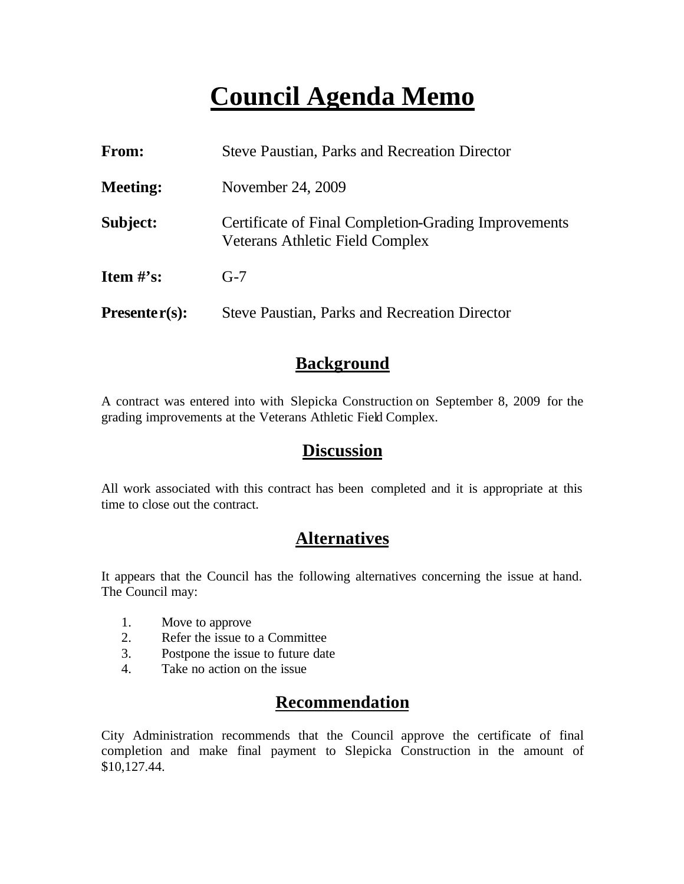# Council Agenda Memo

| | |
|---|---|
| **From:** | Steve Paustian, Parks and Recreation Director |
| **Meeting:** | November 24, 2009 |
| **Subject:** | Certificate of Final Completion-Grading Improvements Veterans Athletic Field Complex |
| **Item #'s:** | G-7 |
| **Presenter(s):** | Steve Paustian, Parks and Recreation Director |

## Background

A contract was entered into with Slepicka Construction on September 8, 2009 for the grading improvements at the Veterans Athletic Field Complex.

## Discussion

All work associated with this contract has been completed and it is appropriate at this time to close out the contract.

## Alternatives

It appears that the Council has the following alternatives concerning the issue at hand. The Council may:

1. Move to approve
2. Refer the issue to a Committee
3. Postpone the issue to future date
4. Take no action on the issue

## Recommendation

City Administration recommends that the Council approve the certificate of final completion and make final payment to Slepicka Construction in the amount of $10,127.44.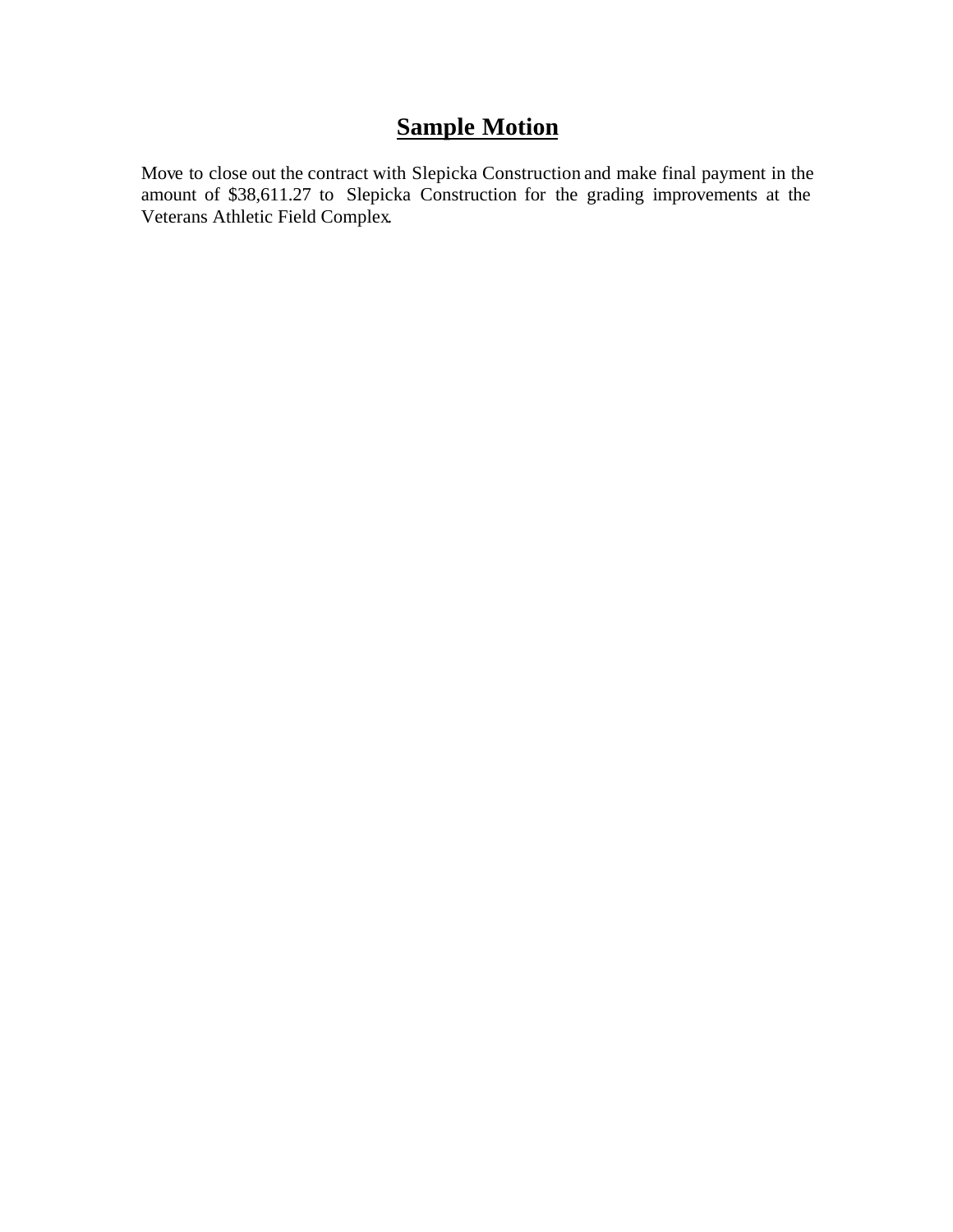# Sample Motion

Move to close out the contract with Slepicka Construction and make final payment in the amount of $38,611.27 to Slepicka Construction for the grading improvements at the Veterans Athletic Field Complex.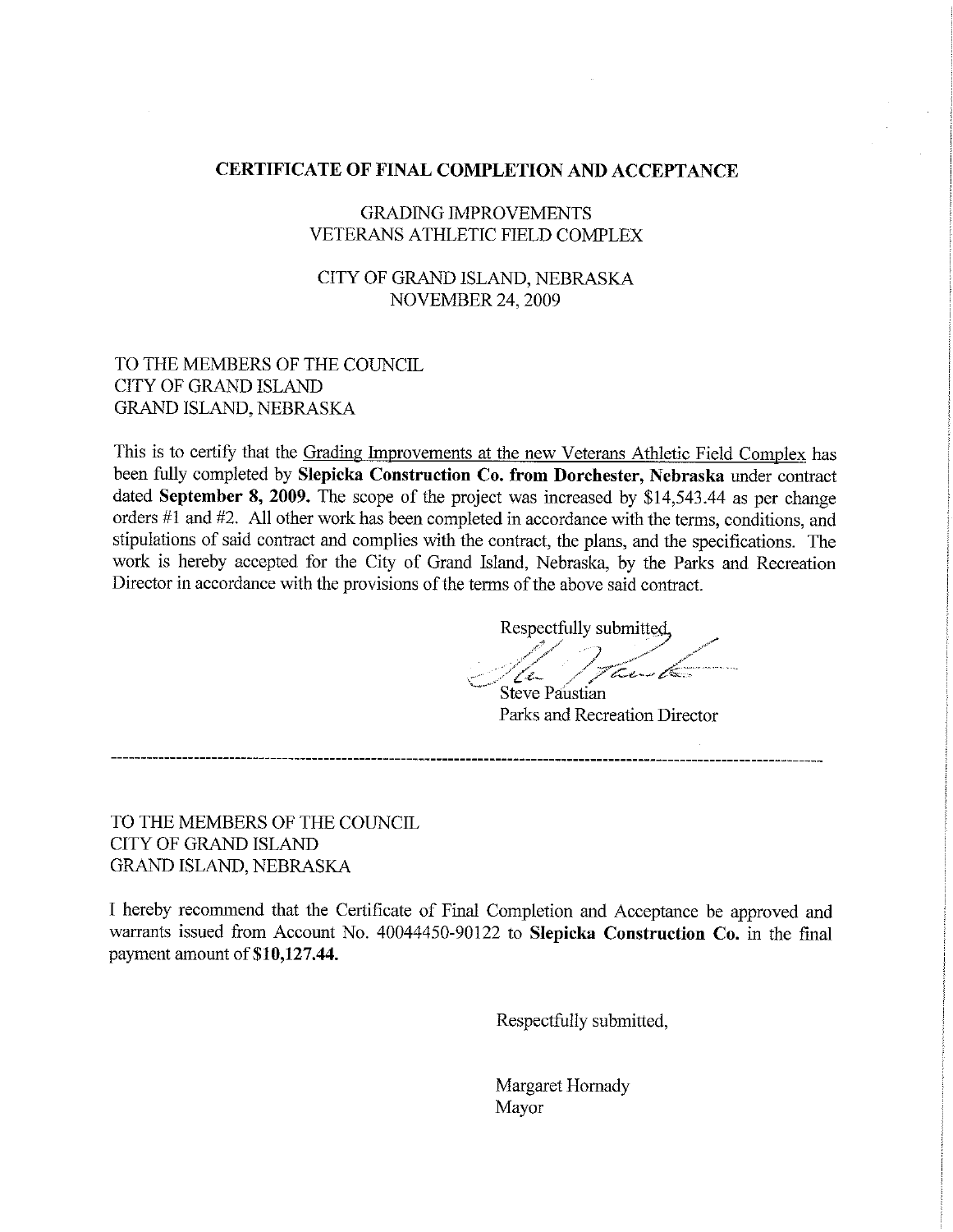# CERTIFICATE OF FINAL COMPLETION AND ACCEPTANCE

GRADING IMPROVEMENTS
VETERANS ATHLETIC FIELD COMPLEX

CITY OF GRAND ISLAND, NEBRASKA
NOVEMBER 24, 2009

TO THE MEMBERS OF THE COUNCIL
CITY OF GRAND ISLAND
GRAND ISLAND, NEBRASKA

This is to certify that the Grading Improvements at the new Veterans Athletic Field Complex has been fully completed by **Slepicka Construction Co. from Dorchester, Nebraska** under contract dated **September 8, 2009.** The scope of the project was increased by $14,543.44 as per change orders #1 and #2. All other work has been completed in accordance with the terms, conditions, and stipulations of said contract and complies with the contract, the plans, and the specifications. The work is hereby accepted for the City of Grand Island, Nebraska, by the Parks and Recreation Director in accordance with the provisions of the terms of the above said contract.

Respectfully submitted,

Steve Paustian
Parks and Recreation Director

---

TO THE MEMBERS OF THE COUNCIL
CITY OF GRAND ISLAND
GRAND ISLAND, NEBRASKA

I hereby recommend that the Certificate of Final Completion and Acceptance be approved and warrants issued from Account No. 40044450-90122 to **Slepicka Construction Co.** in the final payment amount of **$10,127.44.**

Respectfully submitted,

Margaret Hornady
Mayor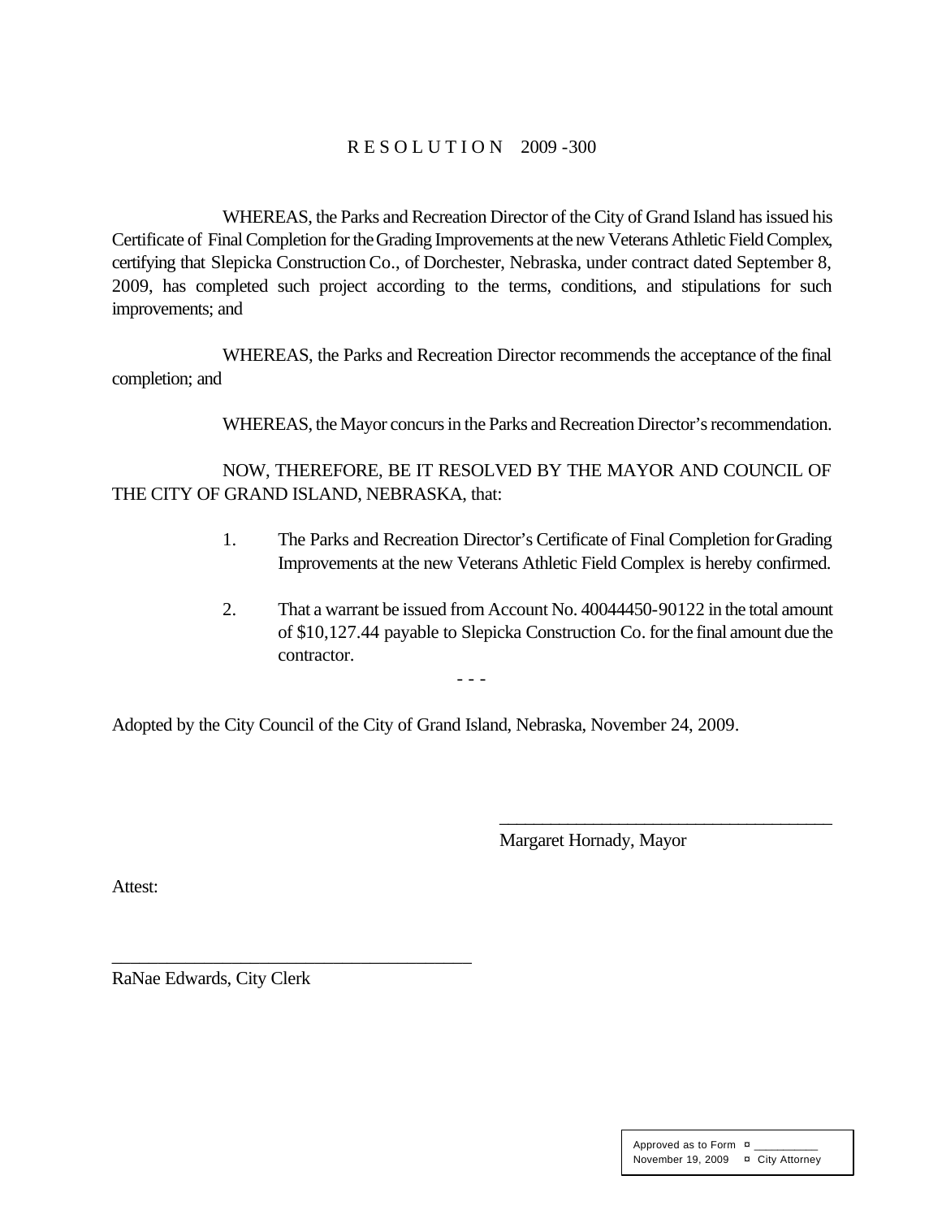# R E S O L U T I O N 2009 -300

WHEREAS, the Parks and Recreation Director of the City of Grand Island has issued his Certificate of Final Completion for the Grading Improvements at the new Veterans Athletic Field Complex, certifying that Slepicka Construction Co., of Dorchester, Nebraska, under contract dated September 8, 2009, has completed such project according to the terms, conditions, and stipulations for such improvements; and

WHEREAS, the Parks and Recreation Director recommends the acceptance of the final completion; and

WHEREAS, the Mayor concurs in the Parks and Recreation Director's recommendation.

NOW, THEREFORE, BE IT RESOLVED BY THE MAYOR AND COUNCIL OF THE CITY OF GRAND ISLAND, NEBRASKA, that:

1. The Parks and Recreation Director's Certificate of Final Completion for Grading Improvements at the new Veterans Athletic Field Complex is hereby confirmed.

2. That a warrant be issued from Account No. 40044450-90122 in the total amount of $10,127.44 payable to Slepicka Construction Co. for the final amount due the contractor.

- - -

Adopted by the City Council of the City of Grand Island, Nebraska, November 24, 2009.

_____________________________________

Margaret Hornady, Mayor

Attest:

_______________________________________

RaNae Edwards, City Clerk

Approved as to Form ¤ __________
November 19, 2009 ¤ City Attorney